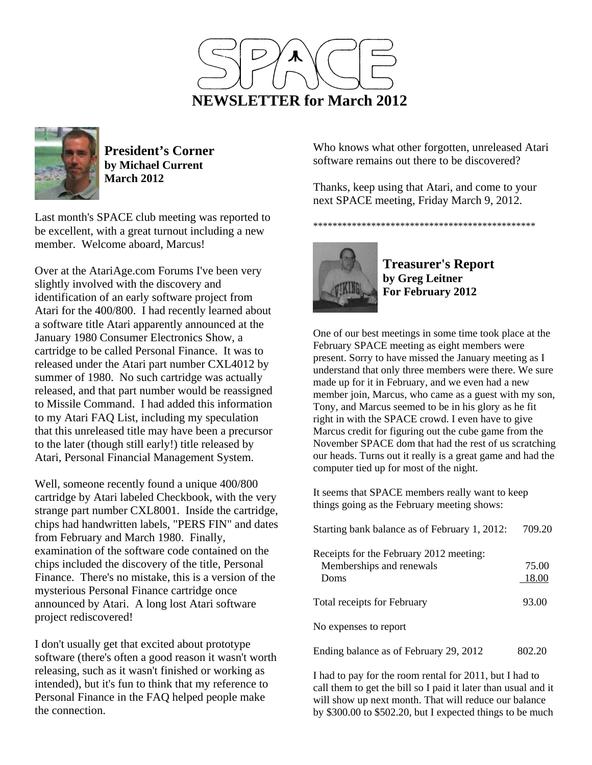# SPACE

## NEWSLETTER for March 2012

### President's Corner
**by Michael Current**
**March 2012**

Last month's SPACE club meeting was reported to be excellent, with a great turnout including a new member. Welcome aboard, Marcus!

Over at the AtariAge.com Forums I've been very slightly involved with the discovery and identification of an early software project from Atari for the 400/800. I had recently learned about a software title Atari apparently announced at the January 1980 Consumer Electronics Show, a cartridge to be called Personal Finance. It was to released under the Atari part number CXL4012 by summer of 1980. No such cartridge was actually released, and that part number would be reassigned to Missile Command. I had added this information to my Atari FAQ List, including my speculation that this unreleased title may have been a precursor to the later (though still early!) title released by Atari, Personal Financial Management System.

Well, someone recently found a unique 400/800 cartridge by Atari labeled Checkbook, with the very strange part number CXL8001. Inside the cartridge, chips had handwritten labels, "PERS FIN" and dates from February and March 1980. Finally, examination of the software code contained on the chips included the discovery of the title, Personal Finance. There's no mistake, this is a version of the mysterious Personal Finance cartridge once announced by Atari. A long lost Atari software project rediscovered!

I don't usually get that excited about prototype software (there's often a good reason it wasn't worth releasing, such as it wasn't finished or working as intended), but it's fun to think that my reference to Personal Finance in the FAQ helped people make the connection.

Who knows what other forgotten, unreleased Atari software remains out there to be discovered?

Thanks, keep using that Atari, and come to your next SPACE meeting, Friday March 9, 2012.

*********************************************

### Treasurer's Report
**by Greg Leitner**
**For February 2012**

One of our best meetings in some time took place at the February SPACE meeting as eight members were present. Sorry to have missed the January meeting as I understand that only three members were there. We sure made up for it in February, and we even had a new member join, Marcus, who came as a guest with my son, Tony, and Marcus seemed to be in his glory as he fit right in with the SPACE crowd. I even have to give Marcus credit for figuring out the cube game from the November SPACE dom that had the rest of us scratching our heads. Turns out it really is a great game and had the computer tied up for most of the night.

It seems that SPACE members really want to keep things going as the February meeting shows:

| | |
|---|---|
| Starting bank balance as of February 1, 2012: | 709.20 |
| Receipts for the February 2012 meeting: | |
| Memberships and renewals | 75.00 |
| Doms | 18.00 |
| Total receipts for February | 93.00 |
| No expenses to report | |
| Ending balance as of February 29, 2012 | 802.20 |

I had to pay for the room rental for 2011, but I had to call them to get the bill so I paid it later than usual and it will show up next month. That will reduce our balance by $300.00 to $502.20, but I expected things to be much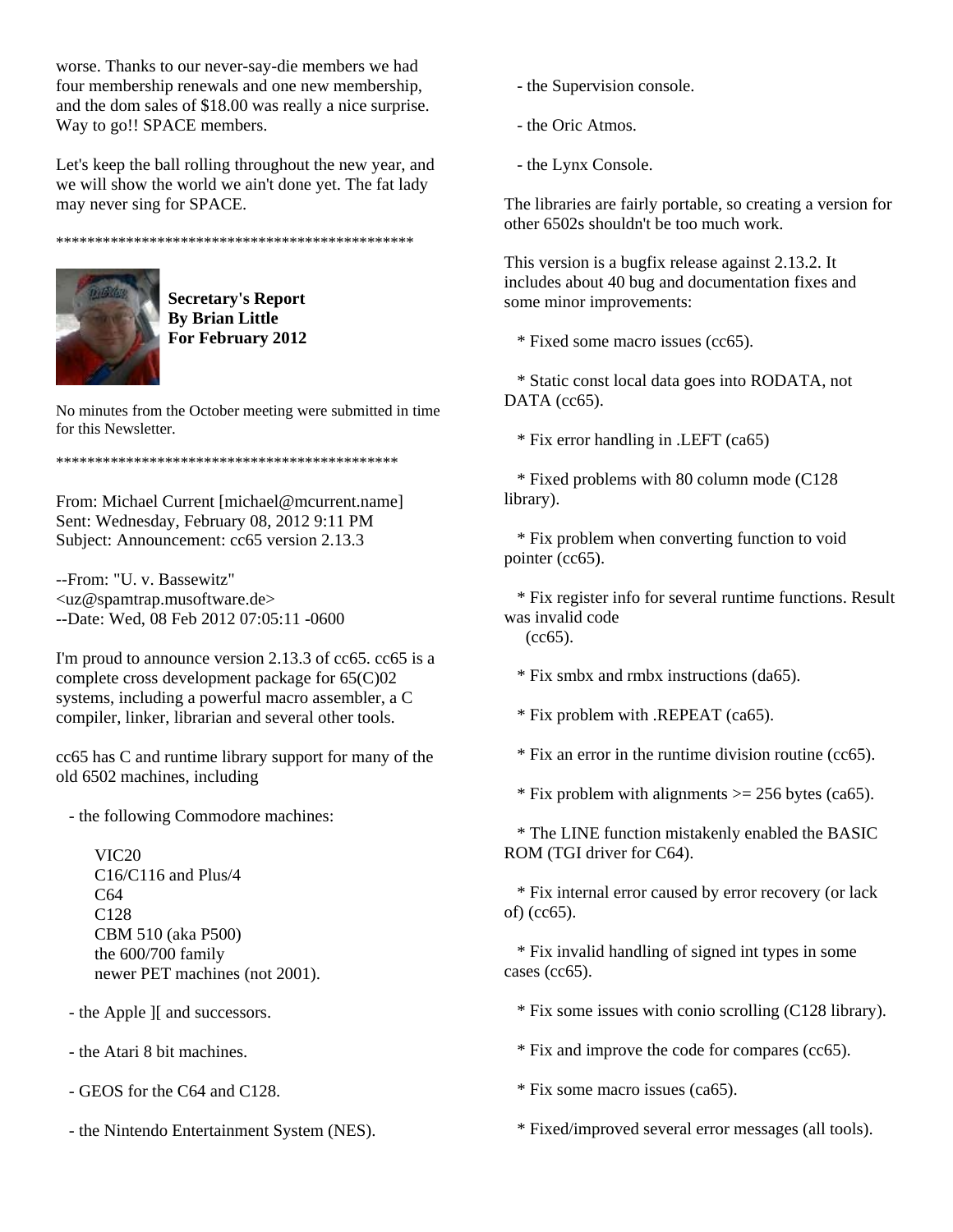worse. Thanks to our never-say-die members we had four membership renewals and one new membership, and the dom sales of $18.00 was really a nice surprise. Way to go!! SPACE members.

Let's keep the ball rolling throughout the new year, and we will show the world we ain't done yet. The fat lady may never sing for SPACE.

**********************************************

**Secretary's Report**
**By Brian Little**
**For February 2012**

No minutes from the October meeting were submitted in time for this Newsletter.

********************************************

From: Michael Current [michael@mcurrent.name]
Sent: Wednesday, February 08, 2012 9:11 PM
Subject: Announcement: cc65 version 2.13.3

--From: "U. v. Bassewitz" <uz@spamtrap.musoftware.de>
--Date: Wed, 08 Feb 2012 07:05:11 -0600

I'm proud to announce version 2.13.3 of cc65. cc65 is a complete cross development package for 65(C)02 systems, including a powerful macro assembler, a C compiler, linker, librarian and several other tools.

cc65 has C and runtime library support for many of the old 6502 machines, including

- the following Commodore machines:

  VIC20
  C16/C116 and Plus/4
  C64
  C128
  CBM 510 (aka P500)
  the 600/700 family
  newer PET machines (not 2001).

- the Apple ][ and successors.

- the Atari 8 bit machines.

- GEOS for the C64 and C128.

- the Nintendo Entertainment System (NES).

- the Supervision console.

- the Oric Atmos.

- the Lynx Console.

The libraries are fairly portable, so creating a version for other 6502s shouldn't be too much work.

This version is a bugfix release against 2.13.2. It includes about 40 bug and documentation fixes and some minor improvements:

* Fixed some macro issues (cc65).

* Static const local data goes into RODATA, not DATA (cc65).

* Fix error handling in .LEFT (ca65)

* Fixed problems with 80 column mode (C128 library).

* Fix problem when converting function to void pointer (cc65).

* Fix register info for several runtime functions. Result was invalid code (cc65).

* Fix smbx and rmbx instructions (da65).

* Fix problem with .REPEAT (ca65).

* Fix an error in the runtime division routine (cc65).

* Fix problem with alignments >= 256 bytes (ca65).

* The LINE function mistakenly enabled the BASIC ROM (TGI driver for C64).

* Fix internal error caused by error recovery (or lack of) (cc65).

* Fix invalid handling of signed int types in some cases (cc65).

* Fix some issues with conio scrolling (C128 library).

* Fix and improve the code for compares (cc65).

* Fix some macro issues (ca65).

* Fixed/improved several error messages (all tools).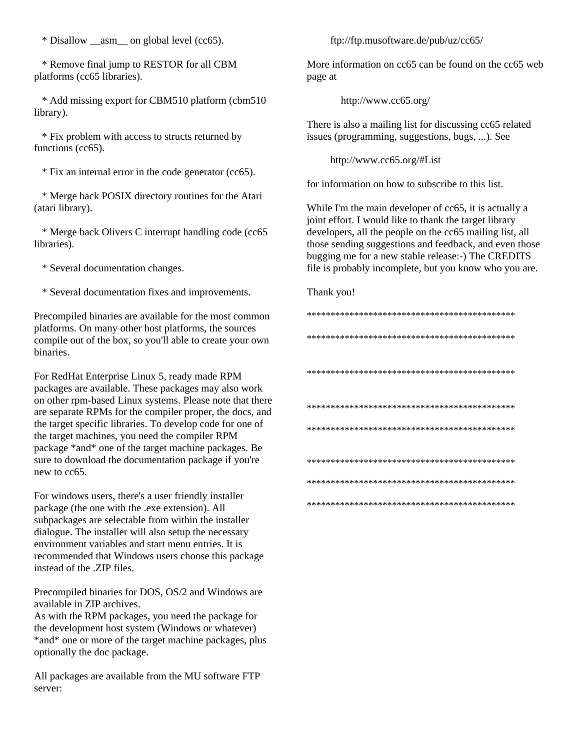* Disallow __asm__ on global level (cc65).

* Remove final jump to RESTOR for all CBM platforms (cc65 libraries).

* Add missing export for CBM510 platform (cbm510 library).

* Fix problem with access to structs returned by functions (cc65).

* Fix an internal error in the code generator (cc65).

* Merge back POSIX directory routines for the Atari (atari library).

* Merge back Olivers C interrupt handling code (cc65 libraries).

* Several documentation changes.

* Several documentation fixes and improvements.

Precompiled binaries are available for the most common platforms. On many other host platforms, the sources compile out of the box, so you'll able to create your own binaries.

For RedHat Enterprise Linux 5, ready made RPM packages are available. These packages may also work on other rpm-based Linux systems. Please note that there are separate RPMs for the compiler proper, the docs, and the target specific libraries. To develop code for one of the target machines, you need the compiler RPM package *and* one of the target machine packages. Be sure to download the documentation package if you're new to cc65.

For windows users, there's a user friendly installer package (the one with the .exe extension). All subpackages are selectable from within the installer dialogue. The installer will also setup the necessary environment variables and start menu entries. It is recommended that Windows users choose this package instead of the .ZIP files.

Precompiled binaries for DOS, OS/2 and Windows are available in ZIP archives.
As with the RPM packages, you need the package for the development host system (Windows or whatever) *and* one or more of the target machine packages, plus optionally the doc package.

All packages are available from the MU software FTP server:

ftp://ftp.musoftware.de/pub/uz/cc65/

More information on cc65 can be found on the cc65 web page at

http://www.cc65.org/

There is also a mailing list for discussing cc65 related issues (programming, suggestions, bugs, ...). See

http://www.cc65.org/#List

for information on how to subscribe to this list.

While I'm the main developer of cc65, it is actually a joint effort. I would like to thank the target library developers, all the people on the cc65 mailing list, all those sending suggestions and feedback, and even those bugging me for a new stable release:-) The CREDITS file is probably incomplete, but you know who you are.

Thank you!

*********************************************

*********************************************

*********************************************

*********************************************

*********************************************

*********************************************

*********************************************

*********************************************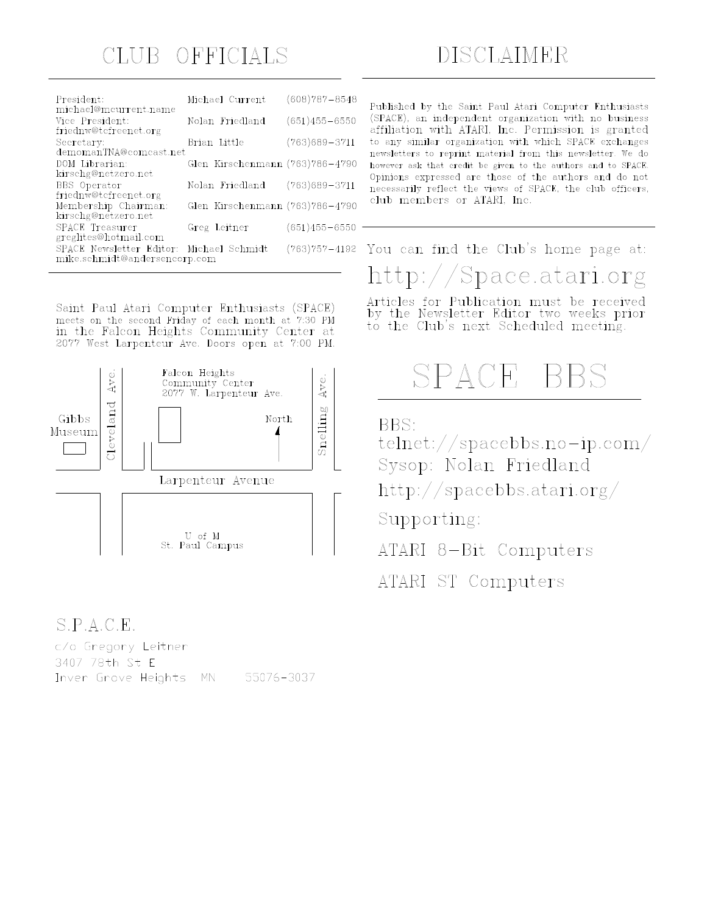# CLUB OFFICIALS

| | | |
|---|---|---|
| President: michael@mcurrent.name | Michael Current | (608)787-8548 |
| Vice President: friednw@tcfreenet.org | Nolan Friedland | (651)455-6550 |
| Secretary: demomanTNA@comcast.net | Brian Little | (763)689-3711 |
| DOM Librarian: kirschg@netzero.net | Glen Kirschenmann | (763)786-4790 |
| BBS Operator friednw@tcfreenet.org | Nolan Friedland | (763)689-3711 |
| Membership Chairman: kirschg@netzero.net | Glen Kirschenmann | (763)786-4790 |
| SPACE Treasurer greglites@hotmail.com | Greg Leitner | (651)455-6550 |
| SPACE Newsletter Editor: mike.schmidt@andersencorp.com | Michael Schmidt | (763)757-4192 |

Saint Paul Atari Computer Enthusiasts (SPACE) meets on the second Friday of each month at 7:30 PM in the Falcon Heights Community Center at 2077 West Larpenteur Ave. Doors open at 7:00 PM.

Falcon Heights Community Center 2077 W. Larpenteur Ave.
Gibbs Museum
Cleveland Ave.
Snelling Ave.
North
Larpenteur Avenue
U of M St. Paul Campus

S.P.A.C.E.
c/o Gregory Leitner
3407 78th St E
Inver Grove Heights MN 55076-3037

# DISCLAIMER

Published by the Saint Paul Atari Computer Enthusiasts (SPACE), an independent organization with no business affiliation with ATARI, Inc. Permission is granted to any similar organization with which SPACE exchanges newsletters to reprint material from this newsletter. We do however ask that credit be given to the authors and to SPACE. Opinions expressed are those of the authors and do not necessarily reflect the views of SPACE, the club officers, club members or ATARI, Inc.

You can find the Club's home page at:

http://Space.atari.org

Articles for Publication must be received by the Newsletter Editor two weeks prior to the Club's next Scheduled meeting.

# SPACE BBS

BBS: telnet://spacebbs.no-ip.com/

Sysop: Nolan Friedland

http://spacebbs.atari.org/

Supporting:

ATARI 8-Bit Computers

ATARI ST Computers